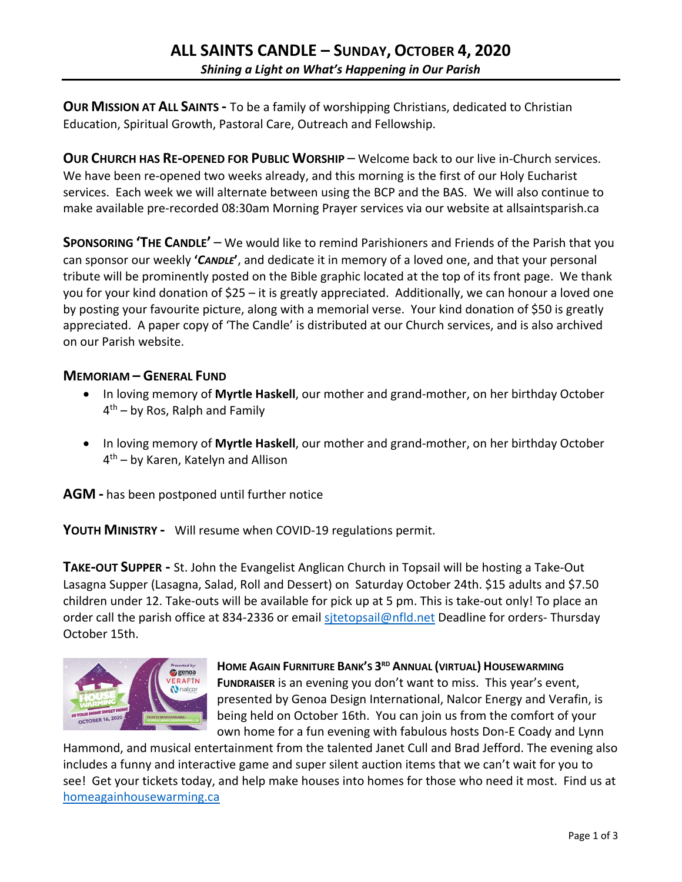# ALL SAINTS CANDLE – SUNDAY, OCTOBER 4, 2020

***Shining a Light on What's Happening in Our Parish***

**OUR MISSION AT ALL SAINTS -** To be a family of worshipping Christians, dedicated to Christian Education, Spiritual Growth, Pastoral Care, Outreach and Fellowship.

**OUR CHURCH HAS RE-OPENED FOR PUBLIC WORSHIP** – Welcome back to our live in-Church services. We have been re-opened two weeks already, and this morning is the first of our Holy Eucharist services. Each week we will alternate between using the BCP and the BAS. We will also continue to make available pre-recorded 08:30am Morning Prayer services via our website at allsaintsparish.ca

**SPONSORING 'THE CANDLE'** – We would like to remind Parishioners and Friends of the Parish that you can sponsor our weekly **'*CANDLE*'**, and dedicate it in memory of a loved one, and that your personal tribute will be prominently posted on the Bible graphic located at the top of its front page. We thank you for your kind donation of $25 – it is greatly appreciated. Additionally, we can honour a loved one by posting your favourite picture, along with a memorial verse. Your kind donation of $50 is greatly appreciated. A paper copy of 'The Candle' is distributed at our Church services, and is also archived on our Parish website.

**MEMORIAM – GENERAL FUND**

- In loving memory of **Myrtle Haskell**, our mother and grand-mother, on her birthday October 4th – by Ros, Ralph and Family
- In loving memory of **Myrtle Haskell**, our mother and grand-mother, on her birthday October 4th – by Karen, Katelyn and Allison

**AGM -** has been postponed until further notice

**YOUTH MINISTRY -** Will resume when COVID-19 regulations permit.

**TAKE-OUT SUPPER -** St. John the Evangelist Anglican Church in Topsail will be hosting a Take-Out Lasagna Supper (Lasagna, Salad, Roll and Dessert) on Saturday October 24th. $15 adults and $7.50 children under 12. Take-outs will be available for pick up at 5 pm. This is take-out only! To place an order call the parish office at 834-2336 or email sjtetopsail@nfld.net Deadline for orders- Thursday October 15th.

**HOME AGAIN FURNITURE BANK'S 3RD ANNUAL (VIRTUAL) HOUSEWARMING FUNDRAISER** is an evening you don't want to miss. This year's event, presented by Genoa Design International, Nalcor Energy and Verafin, is being held on October 16th. You can join us from the comfort of your own home for a fun evening with fabulous hosts Don-E Coady and Lynn Hammond, and musical entertainment from the talented Janet Cull and Brad Jefford. The evening also includes a funny and interactive game and super silent auction items that we can't wait for you to see! Get your tickets today, and help make houses into homes for those who need it most. Find us at homeagainhousewarming.ca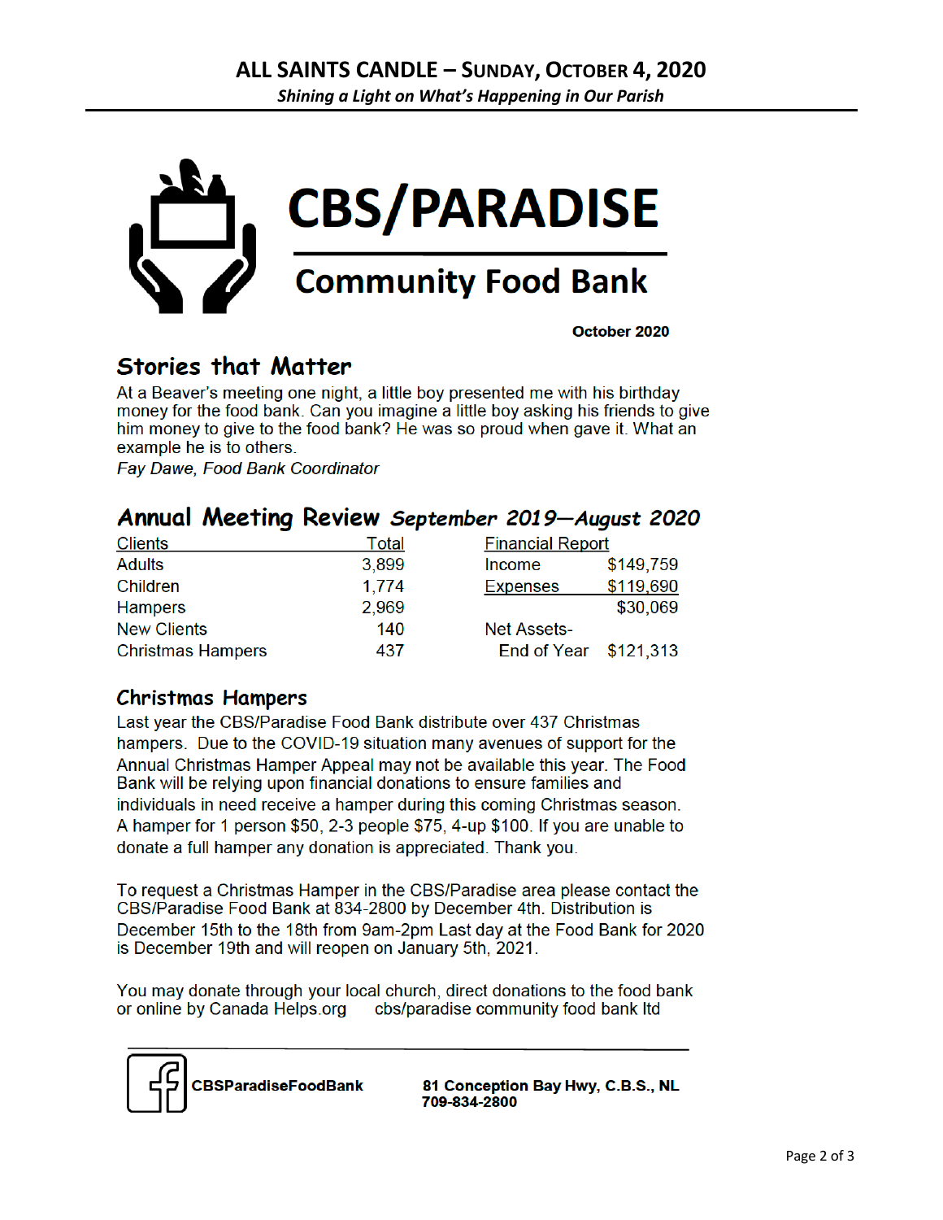# CBS/PARADISE

## Community Food Bank

**October 2020**

## Stories that Matter

At a Beaver's meeting one night, a little boy presented me with his birthday money for the food bank. Can you imagine a little boy asking his friends to give him money to give to the food bank? He was so proud when gave it. What an example he is to others.

*Fay Dawe, Food Bank Coordinator*

## Annual Meeting Review *September 2019—August 2020*

| Clients | Total |
|---|---|
| Adults | 3,899 |
| Children | 1,774 |
| Hampers | 2,969 |
| New Clients | 140 |
| Christmas Hampers | 437 |

| Financial Report | |
|---|---|
| Income | $149,759 |
| Expenses | $119,690 |
| | $30,069 |
| Net Assets- End of Year | $121,313 |

## Christmas Hampers

Last year the CBS/Paradise Food Bank distribute over 437 Christmas hampers. Due to the COVID-19 situation many avenues of support for the Annual Christmas Hamper Appeal may not be available this year. The Food Bank will be relying upon financial donations to ensure families and individuals in need receive a hamper during this coming Christmas season. A hamper for 1 person $50, 2-3 people $75, 4-up $100. If you are unable to donate a full hamper any donation is appreciated. Thank you.

To request a Christmas Hamper in the CBS/Paradise area please contact the CBS/Paradise Food Bank at 834-2800 by December 4th. Distribution is December 15th to the 18th from 9am-2pm Last day at the Food Bank for 2020 is December 19th and will reopen on January 5th, 2021.

You may donate through your local church, direct donations to the food bank or online by Canada Helps.org cbs/paradise community food bank ltd

**CBSParadiseFoodBank**

**81 Conception Bay Hwy, C.B.S., NL**
**709-834-2800**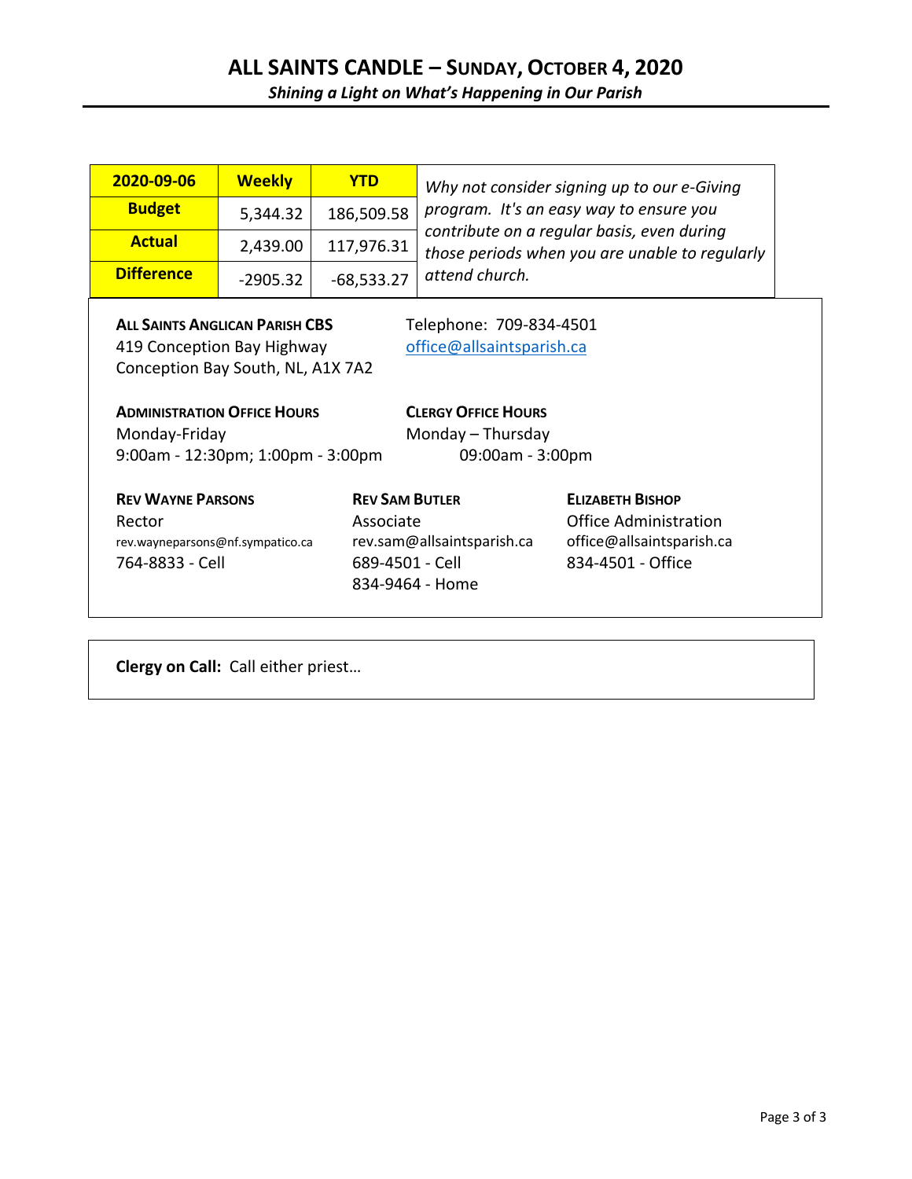# ALL SAINTS CANDLE – SUNDAY, OCTOBER 4, 2020

***Shining a Light on What's Happening in Our Parish***

| 2020-09-06 | Weekly | YTD |
|---|---|---|
| **Budget** | 5,344.32 | 186,509.58 |
| **Actual** | 2,439.00 | 117,976.31 |
| **Difference** | -2905.32 | -68,533.27 |

*Why not consider signing up to our e-Giving program. It's an easy way to ensure you contribute on a regular basis, even during those periods when you are unable to regularly attend church.*

**ALL SAINTS ANGLICAN PARISH CBS**
419 Conception Bay Highway
Conception Bay South, NL, A1X 7A2

Telephone: 709-834-4501
office@allsaintsparish.ca

**ADMINISTRATION OFFICE HOURS**
Monday-Friday
9:00am - 12:30pm; 1:00pm - 3:00pm

**CLERGY OFFICE HOURS**
Monday – Thursday
09:00am - 3:00pm

**REV WAYNE PARSONS**
Rector
rev.wayneparsons@nf.sympatico.ca
764-8833 - Cell

**REV SAM BUTLER**
Associate
rev.sam@allsaintsparish.ca
689-4501 - Cell
834-9464 - Home

**ELIZABETH BISHOP**
Office Administration
office@allsaintsparish.ca
834-4501 - Office

**Clergy on Call:** Call either priest…